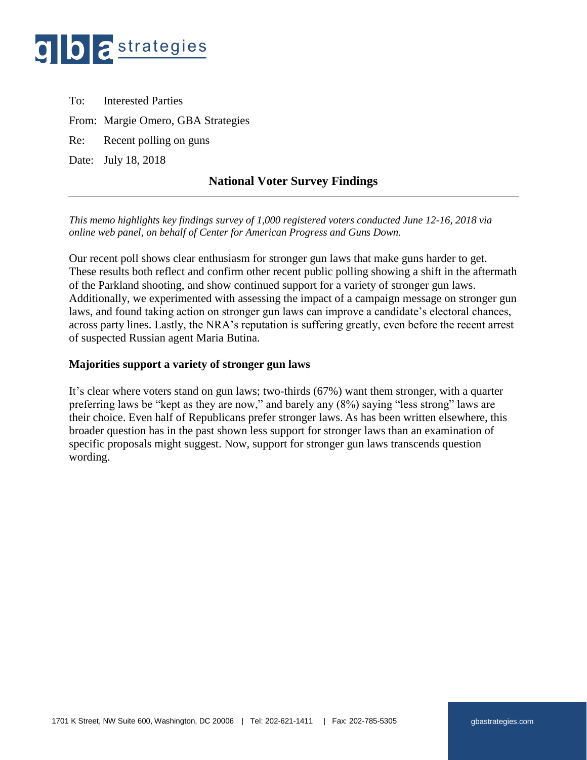To: Interested Parties

From: Margie Omero, GBA Strategies

Re: Recent polling on guns

Date: July 18, 2018

## National Voter Survey Findings

*This memo highlights key findings survey of 1,000 registered voters conducted June 12-16, 2018 via online web panel, on behalf of Center for American Progress and Guns Down.*

Our recent poll shows clear enthusiasm for stronger gun laws that make guns harder to get. These results both reflect and confirm other recent public polling showing a shift in the aftermath of the Parkland shooting, and show continued support for a variety of stronger gun laws. Additionally, we experimented with assessing the impact of a campaign message on stronger gun laws, and found taking action on stronger gun laws can improve a candidate's electoral chances, across party lines. Lastly, the NRA's reputation is suffering greatly, even before the recent arrest of suspected Russian agent Maria Butina.

### Majorities support a variety of stronger gun laws

It's clear where voters stand on gun laws; two-thirds (67%) want them stronger, with a quarter preferring laws be "kept as they are now," and barely any (8%) saying "less strong" laws are their choice. Even half of Republicans prefer stronger laws. As has been written elsewhere, this broader question has in the past shown less support for stronger laws than an examination of specific proposals might suggest. Now, support for stronger gun laws transcends question wording.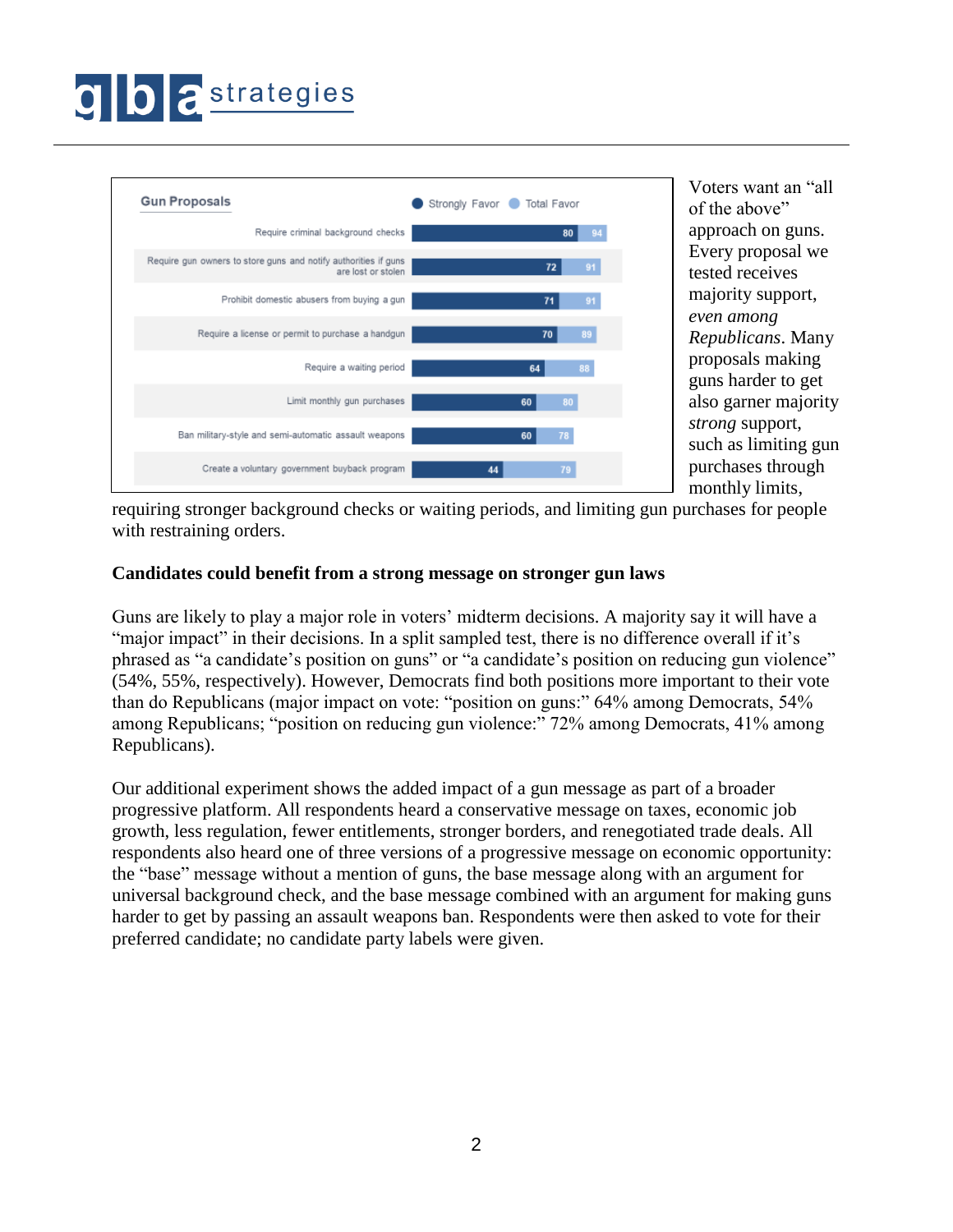Gun Proposals

Strongly Favor Total Favor

Require criminal background checks 80 94

Require gun owners to store guns and notify authorities if guns are lost or stolen 72 91

Prohibit domestic abusers from buying a gun 71 91

Require a license or permit to purchase a handgun 70 89

Require a waiting period 64 88

Limit monthly gun purchases 60 80

Ban military-style and semi-automatic assault weapons 60 78

Create a voluntary government buyback program 44 79

Voters want an "all of the above" approach on guns. Every proposal we tested receives majority support, *even among Republicans*. Many proposals making guns harder to get also garner majority *strong* support, such as limiting gun purchases through monthly limits, requiring stronger background checks or waiting periods, and limiting gun purchases for people with restraining orders.

**Candidates could benefit from a strong message on stronger gun laws**

Guns are likely to play a major role in voters' midterm decisions. A majority say it will have a "major impact" in their decisions. In a split sampled test, there is no difference overall if it's phrased as "a candidate's position on guns" or "a candidate's position on reducing gun violence" (54%, 55%, respectively). However, Democrats find both positions more important to their vote than do Republicans (major impact on vote: "position on guns:" 64% among Democrats, 54% among Republicans; "position on reducing gun violence:" 72% among Democrats, 41% among Republicans).

Our additional experiment shows the added impact of a gun message as part of a broader progressive platform. All respondents heard a conservative message on taxes, economic job growth, less regulation, fewer entitlements, stronger borders, and renegotiated trade deals. All respondents also heard one of three versions of a progressive message on economic opportunity: the "base" message without a mention of guns, the base message along with an argument for universal background check, and the base message combined with an argument for making guns harder to get by passing an assault weapons ban. Respondents were then asked to vote for their preferred candidate; no candidate party labels were given.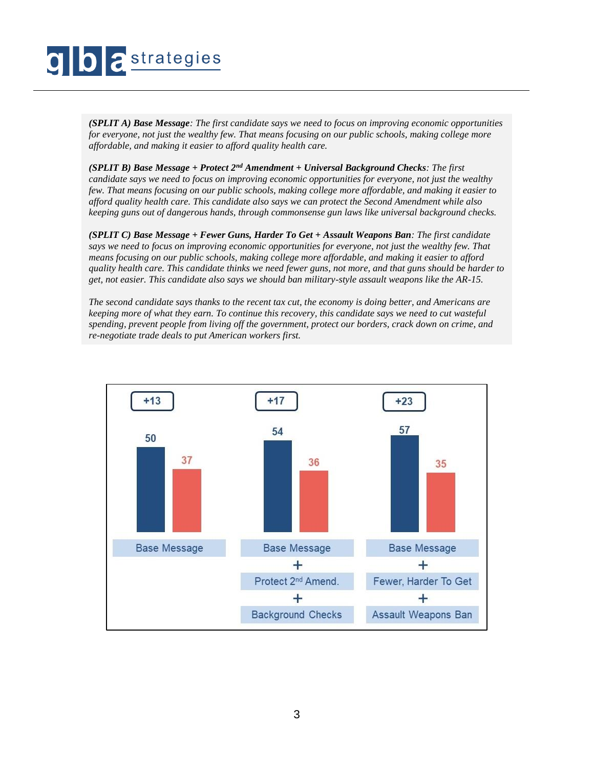***(SPLIT A) Base Message**: The first candidate says we need to focus on improving economic opportunities for everyone, not just the wealthy few. That means focusing on our public schools, making college more affordable, and making it easier to afford quality health care.*

***(SPLIT B) Base Message + Protect 2nd Amendment + Universal Background Checks**: The first candidate says we need to focus on improving economic opportunities for everyone, not just the wealthy few. That means focusing on our public schools, making college more affordable, and making it easier to afford quality health care. This candidate also says we can protect the Second Amendment while also keeping guns out of dangerous hands, through commonsense gun laws like universal background checks.*

***(SPLIT C) Base Message + Fewer Guns, Harder To Get + Assault Weapons Ban**: The first candidate says we need to focus on improving economic opportunities for everyone, not just the wealthy few. That means focusing on our public schools, making college more affordable, and making it easier to afford quality health care. This candidate thinks we need fewer guns, not more, and that guns should be harder to get, not easier. This candidate also says we should ban military-style assault weapons like the AR-15.*

*The second candidate says thanks to the recent tax cut, the economy is doing better, and Americans are keeping more of what they earn. To continue this recovery, this candidate says we need to cut wasteful spending, prevent people from living off the government, protect our borders, crack down on crime, and re-negotiate trade deals to put American workers first.*

+13
50
37
Base Message

+17
54
36
Base Message
+
Protect 2nd Amend.
+
Background Checks

+23
57
35
Base Message
+
Fewer, Harder To Get
+
Assault Weapons Ban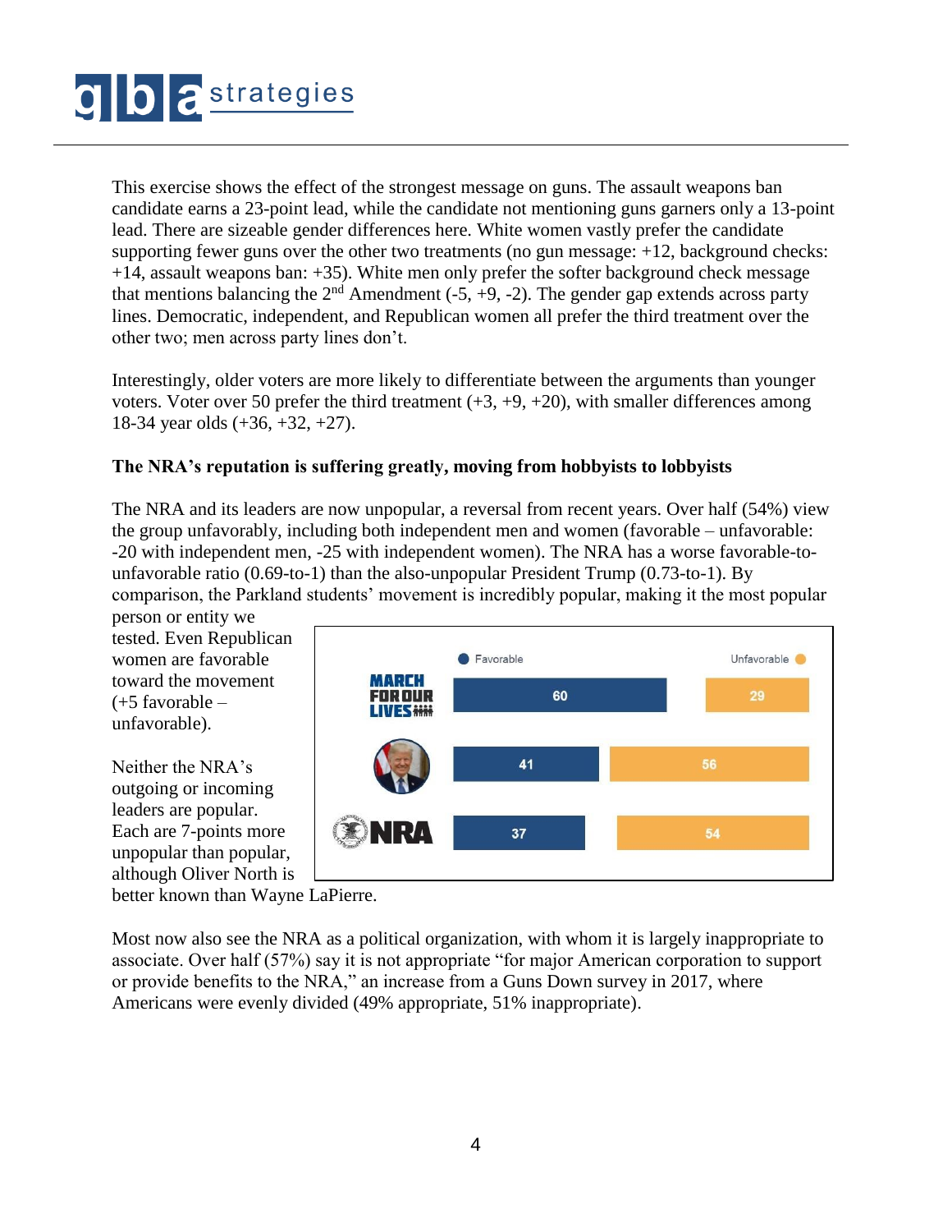This exercise shows the effect of the strongest message on guns. The assault weapons ban candidate earns a 23-point lead, while the candidate not mentioning guns garners only a 13-point lead. There are sizeable gender differences here. White women vastly prefer the candidate supporting fewer guns over the other two treatments (no gun message: +12, background checks: +14, assault weapons ban: +35). White men only prefer the softer background check message that mentions balancing the 2nd Amendment (-5, +9, -2). The gender gap extends across party lines. Democratic, independent, and Republican women all prefer the third treatment over the other two; men across party lines don't.

Interestingly, older voters are more likely to differentiate between the arguments than younger voters. Voter over 50 prefer the third treatment (+3, +9, +20), with smaller differences among 18-34 year olds (+36, +32, +27).

**The NRA's reputation is suffering greatly, moving from hobbyists to lobbyists**

The NRA and its leaders are now unpopular, a reversal from recent years. Over half (54%) view the group unfavorably, including both independent men and women (favorable – unfavorable: -20 with independent men, -25 with independent women). The NRA has a worse favorable-to-unfavorable ratio (0.69-to-1) than the also-unpopular President Trump (0.73-to-1). By comparison, the Parkland students' movement is incredibly popular, making it the most popular person or entity we tested. Even Republican women are favorable toward the movement (+5 favorable – unfavorable).

Favorable
Unfavorable
MARCH FOR OUR LIVES
60
29
41
56
NRA
37
54

Neither the NRA's outgoing or incoming leaders are popular. Each are 7-points more unpopular than popular, although Oliver North is better known than Wayne LaPierre.

Most now also see the NRA as a political organization, with whom it is largely inappropriate to associate. Over half (57%) say it is not appropriate "for major American corporation to support or provide benefits to the NRA," an increase from a Guns Down survey in 2017, where Americans were evenly divided (49% appropriate, 51% inappropriate).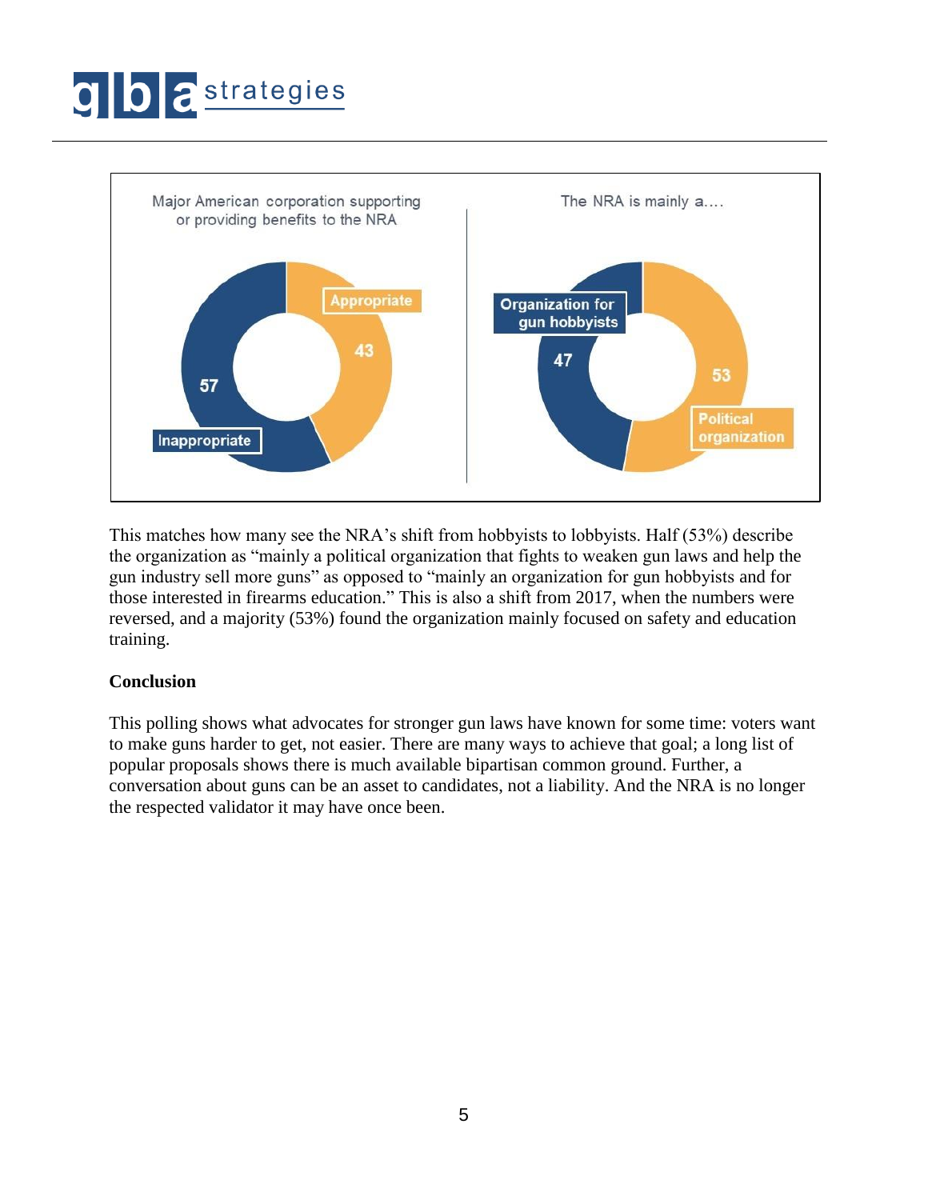Major American corporation supporting or providing benefits to the NRA

Appropriate
43
57
Inappropriate

The NRA is mainly a....

Organization for gun hobbyists
47
53
Political organization

This matches how many see the NRA's shift from hobbyists to lobbyists. Half (53%) describe the organization as "mainly a political organization that fights to weaken gun laws and help the gun industry sell more guns" as opposed to "mainly an organization for gun hobbyists and for those interested in firearms education." This is also a shift from 2017, when the numbers were reversed, and a majority (53%) found the organization mainly focused on safety and education training.

**Conclusion**

This polling shows what advocates for stronger gun laws have known for some time: voters want to make guns harder to get, not easier. There are many ways to achieve that goal; a long list of popular proposals shows there is much available bipartisan common ground. Further, a conversation about guns can be an asset to candidates, not a liability. And the NRA is no longer the respected validator it may have once been.